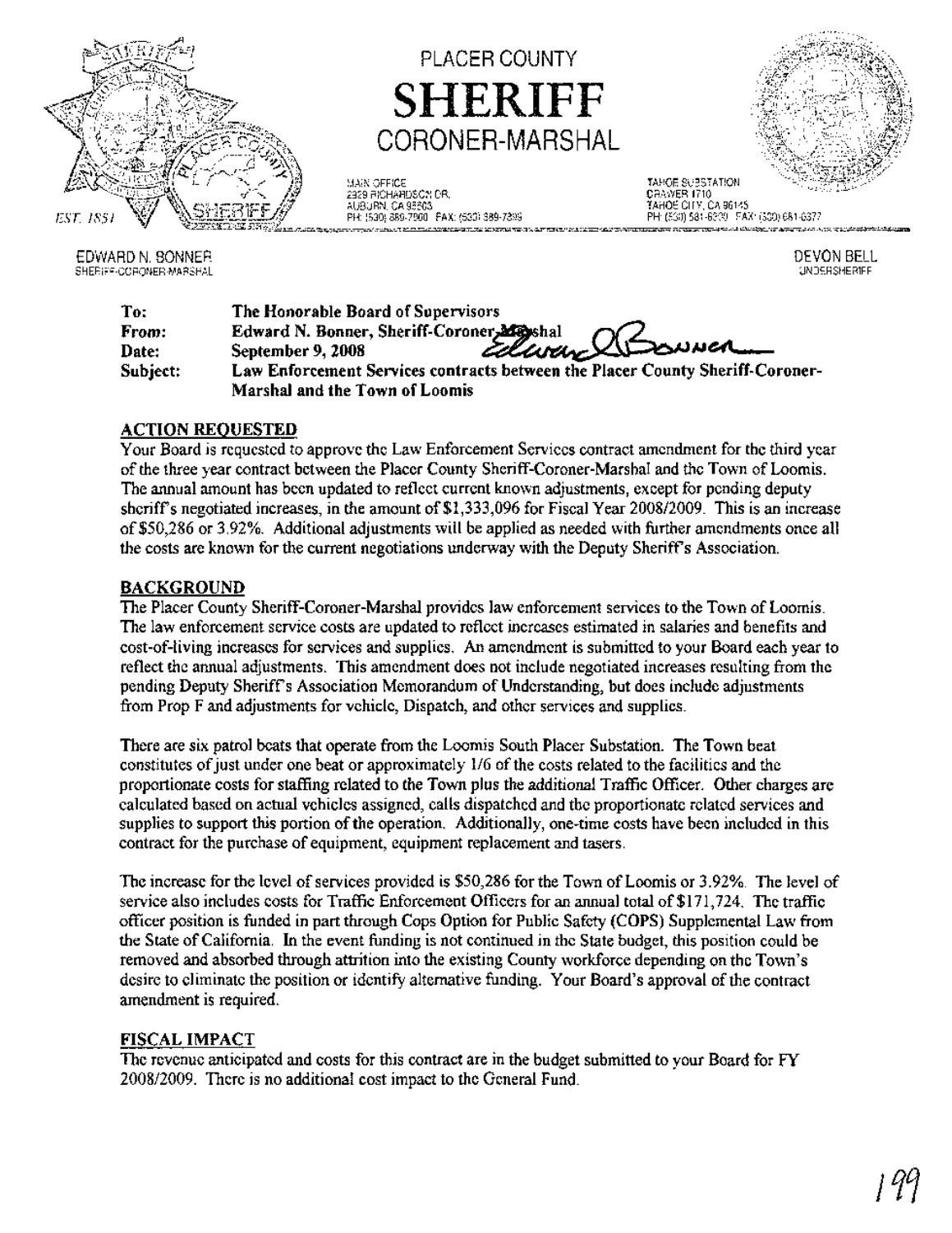# PLACER COUNTY
# SHERIFF
## CORONER-MARSHAL

EST. 1851

MAIN OFFICE
2929 RICHARDSON DR.
AUBURN, CA 95603
PH: (530) 889-7800 FAX: (530) 889-7899

TAHOE SUBSTATION
DRAWER 1710
TAHOE CITY, CA 96145
PH: (530) 581-6300 FAX: (530) 581-6377

EDWARD N. BONNER
SHERIFF-CORONER-MARSHAL

DEVON BELL
UNDERSHERIFF

**To:** The Honorable Board of Supervisors
**From:** Edward N. Bonner, Sheriff-Coroner-Marshal
**Date:** September 9, 2008
**Subject:** Law Enforcement Services contracts between the Placer County Sheriff-Coroner-Marshal and the Town of Loomis

## ACTION REQUESTED

Your Board is requested to approve the Law Enforcement Services contract amendment for the third year of the three year contract between the Placer County Sheriff-Coroner-Marshal and the Town of Loomis. The annual amount has been updated to reflect current known adjustments, except for pending deputy sheriff's negotiated increases, in the amount of $1,333,096 for Fiscal Year 2008/2009. This is an increase of $50,286 or 3.92%. Additional adjustments will be applied as needed with further amendments once all the costs are known for the current negotiations underway with the Deputy Sheriff's Association.

## BACKGROUND

The Placer County Sheriff-Coroner-Marshal provides law enforcement services to the Town of Loomis. The law enforcement service costs are updated to reflect increases estimated in salaries and benefits and cost-of-living increases for services and supplies. An amendment is submitted to your Board each year to reflect the annual adjustments. This amendment does not include negotiated increases resulting from the pending Deputy Sheriff's Association Memorandum of Understanding, but does include adjustments from Prop F and adjustments for vehicle, Dispatch, and other services and supplies.

There are six patrol beats that operate from the Loomis South Placer Substation. The Town beat constitutes of just under one beat or approximately 1/6 of the costs related to the facilities and the proportionate costs for staffing related to the Town plus the additional Traffic Officer. Other charges are calculated based on actual vehicles assigned, calls dispatched and the proportionate related services and supplies to support this portion of the operation. Additionally, one-time costs have been included in this contract for the purchase of equipment, equipment replacement and tasers.

The increase for the level of services provided is $50,286 for the Town of Loomis or 3.92%. The level of service also includes costs for Traffic Enforcement Officers for an annual total of $171,724. The traffic officer position is funded in part through Cops Option for Public Safety (COPS) Supplemental Law from the State of California. In the event funding is not continued in the State budget, this position could be removed and absorbed through attrition into the existing County workforce depending on the Town's desire to eliminate the position or identify alternative funding. Your Board's approval of the contract amendment is required.

## FISCAL IMPACT

The revenue anticipated and costs for this contract are in the budget submitted to your Board for FY 2008/2009. There is no additional cost impact to the General Fund.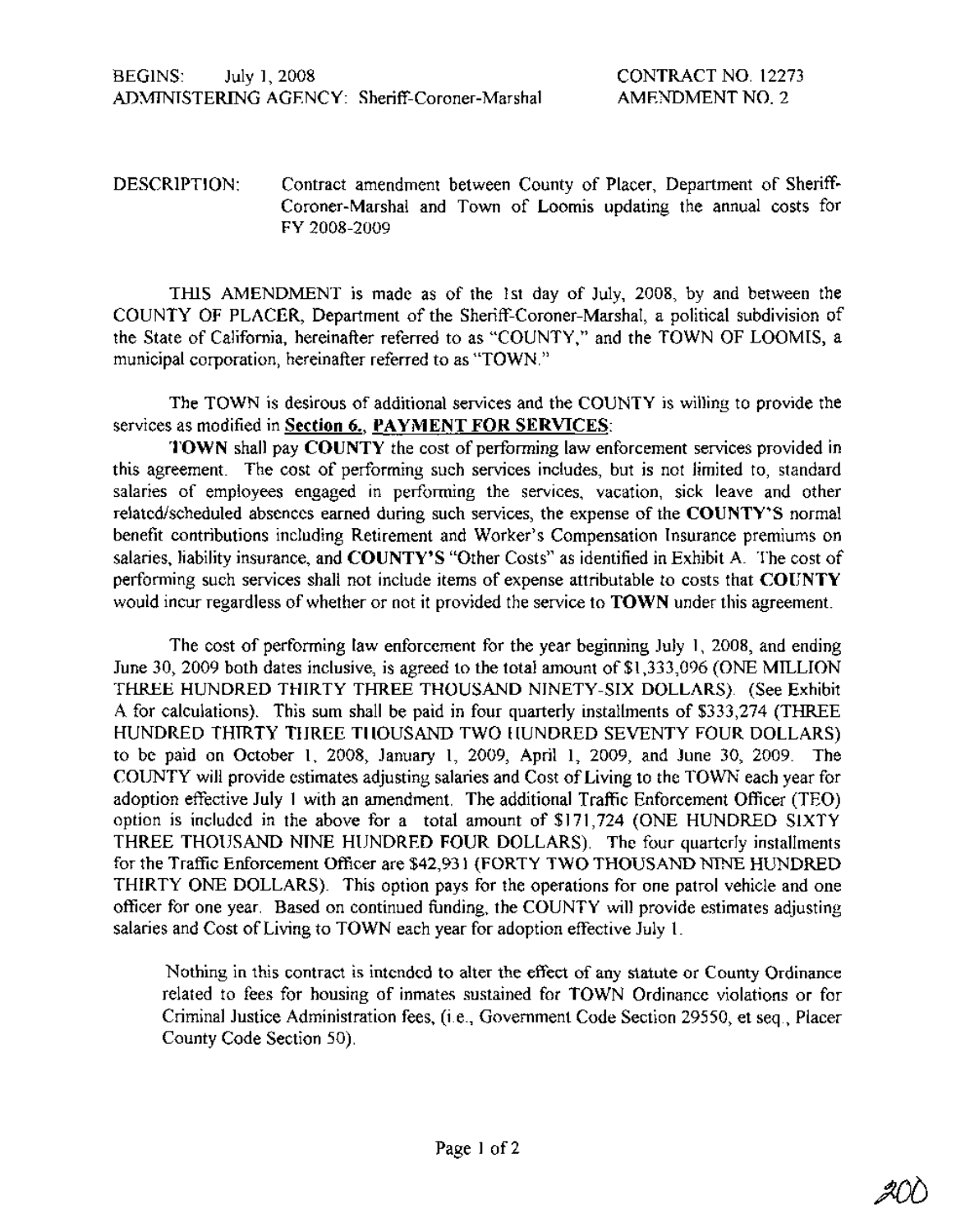BEGINS: July 1, 2008 CONTRACT NO. 12273
ADMINISTERING AGENCY: Sheriff-Coroner-Marshal AMENDMENT NO. 2

DESCRIPTION: Contract amendment between County of Placer, Department of Sheriff-Coroner-Marshal and Town of Loomis updating the annual costs for FY 2008-2009

THIS AMENDMENT is made as of the 1st day of July, 2008, by and between the COUNTY OF PLACER, Department of the Sheriff-Coroner-Marshal, a political subdivision of the State of California, hereinafter referred to as "COUNTY," and the TOWN OF LOOMIS, a municipal corporation, hereinafter referred to as "TOWN."

The TOWN is desirous of additional services and the COUNTY is willing to provide the services as modified in **Section 6., PAYMENT FOR SERVICES**:

**TOWN** shall pay **COUNTY** the cost of performing law enforcement services provided in this agreement. The cost of performing such services includes, but is not limited to, standard salaries of employees engaged in performing the services, vacation, sick leave and other related/scheduled absences earned during such services, the expense of the **COUNTY'S** normal benefit contributions including Retirement and Worker's Compensation Insurance premiums on salaries, liability insurance, and **COUNTY'S** "Other Costs" as identified in Exhibit A. The cost of performing such services shall not include items of expense attributable to costs that **COUNTY** would incur regardless of whether or not it provided the service to **TOWN** under this agreement.

The cost of performing law enforcement for the year beginning July 1, 2008, and ending June 30, 2009 both dates inclusive, is agreed to the total amount of $1,333,096 (ONE MILLION THREE HUNDRED THIRTY THREE THOUSAND NINETY-SIX DOLLARS). (See Exhibit A for calculations). This sum shall be paid in four quarterly installments of $333,274 (THREE HUNDRED THIRTY THREE THOUSAND TWO HUNDRED SEVENTY FOUR DOLLARS) to be paid on October 1, 2008, January 1, 2009, April 1, 2009, and June 30, 2009. The COUNTY will provide estimates adjusting salaries and Cost of Living to the TOWN each year for adoption effective July 1 with an amendment. The additional Traffic Enforcement Officer (TEO) option is included in the above for a total amount of $171,724 (ONE HUNDRED SIXTY THREE THOUSAND NINE HUNDRED FOUR DOLLARS). The four quarterly installments for the Traffic Enforcement Officer are $42,931 (FORTY TWO THOUSAND NINE HUNDRED THIRTY ONE DOLLARS). This option pays for the operations for one patrol vehicle and one officer for one year. Based on continued funding, the COUNTY will provide estimates adjusting salaries and Cost of Living to TOWN each year for adoption effective July 1.

Nothing in this contract is intended to alter the effect of any statute or County Ordinance related to fees for housing of inmates sustained for TOWN Ordinance violations or for Criminal Justice Administration fees, (i.e., Government Code Section 29550, et seq., Placer County Code Section 50).

200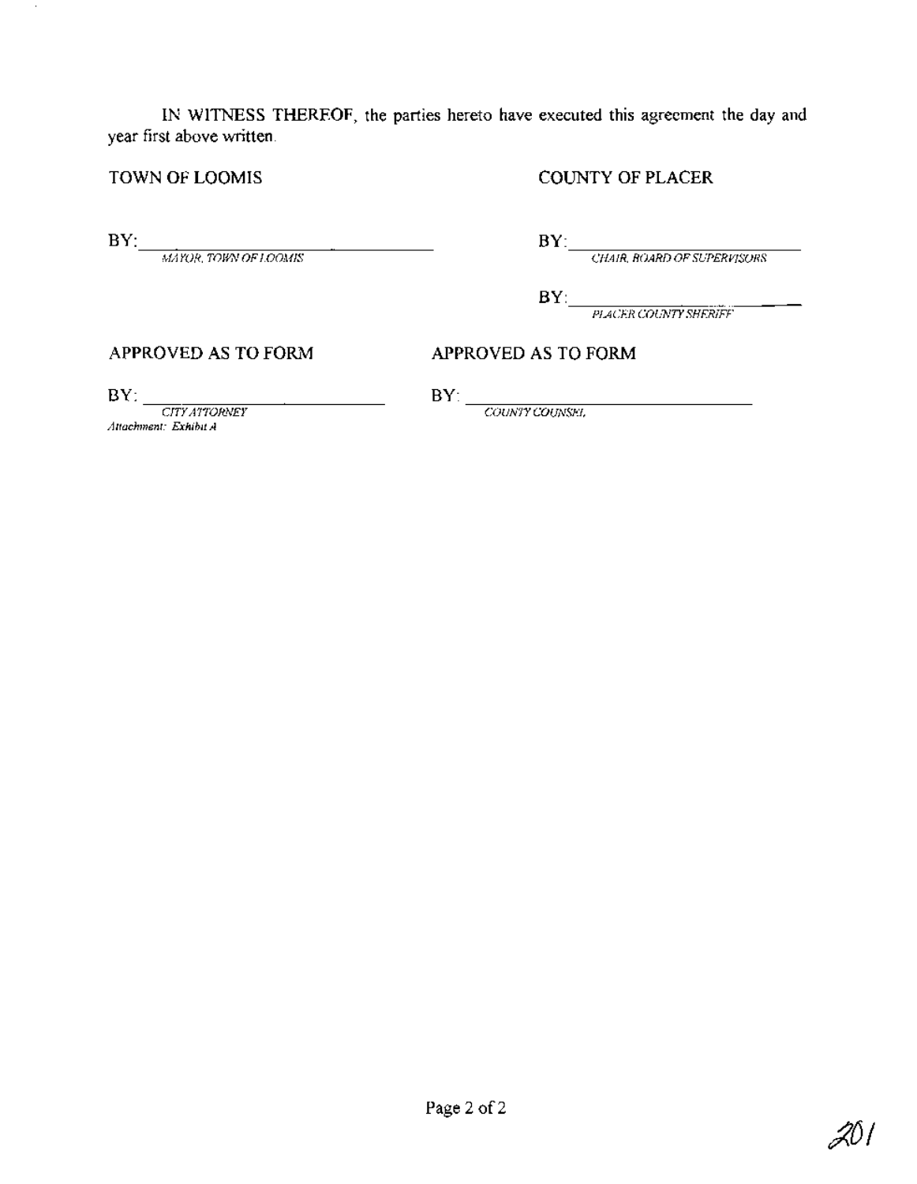IN WITNESS THEREOF, the parties hereto have executed this agreement the day and year first above written.

| TOWN OF LOOMIS | COUNTY OF PLACER |
| --- | --- |
| BY: ______________________ *MAYOR, TOWN OF LOOMIS* | BY: ______________________ *CHAIR, BOARD OF SUPERVISORS* |
| | BY: ______________________ *PLACER COUNTY SHERIFF* |
| APPROVED AS TO FORM | APPROVED AS TO FORM |
| BY: ______________________ *CITY ATTORNEY* | BY: ______________________ *COUNTY COUNSEL* |

*Attachment: Exhibit A*

201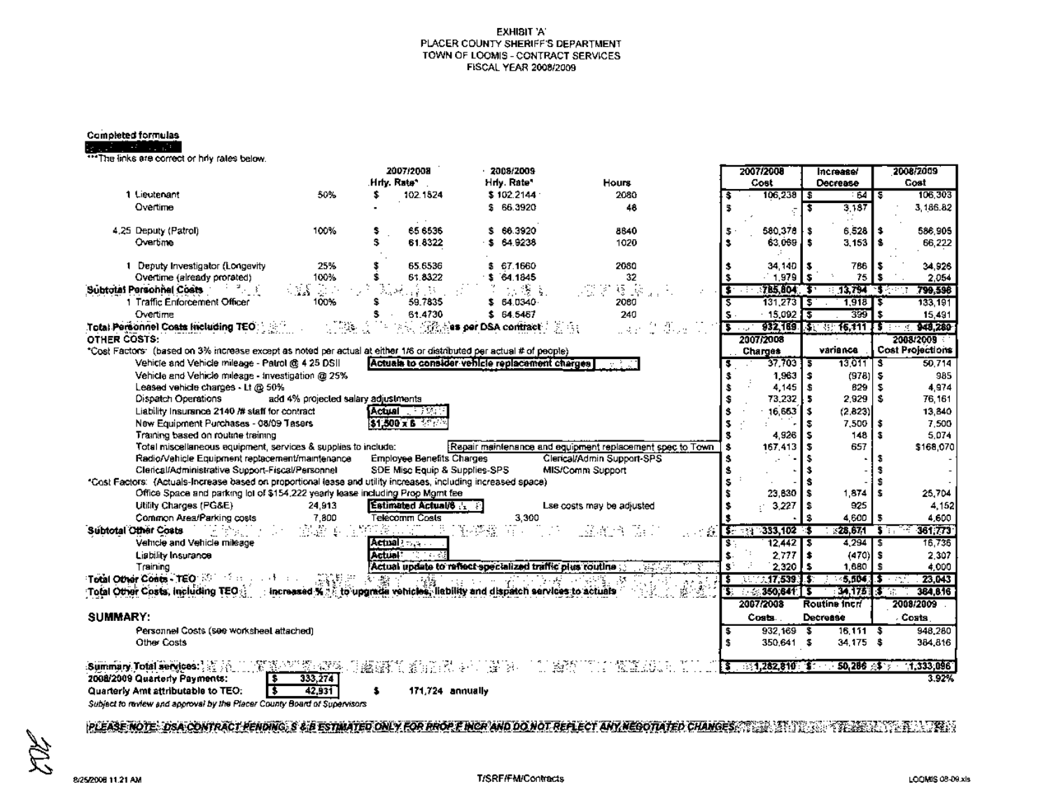EXHIBIT 'A'
PLACER COUNTY SHERIFF'S DEPARTMENT
TOWN OF LOOMIS - CONTRACT SERVICES
FISCAL YEAR 2008/2009

**Completed formulas**

***The links are correct or hrly rates below.

| | | 2007/2008 Hrly. Rate* | 2008/2009 Hrly. Rate* | Hours | 2007/2008 Cost | Increase/ Decrease | 2008/2009 Cost |
|---|---|---|---|---|---|---|---|
| 1 Lieutenant | 50% | $ 102.1524 | $ 102.2144 | 2080 | $ 106,238 | $ 64 | $ 106,303 |
| Overtime | | - | $ 66.3920 | 48 | $ - | $ 3,187 | 3,186.82 |
| 4.25 Deputy (Patrol) | 100% | $ 65.6536 | $ 66.3920 | 8840 | $ 580,378 | $ 6,528 | $ 586,905 |
| Overtime | | $ 61.8322 | $ 64.9238 | 1020 | $ 63,069 | $ 3,153 | $ 66,222 |
| 1 Deputy Investigator (Longevity | 25% | $ 65.6536 | $ 67.1660 | 2080 | $ 34,140 | $ 786 | $ 34,926 |
| Overtime (already prorated) | 100% | $ 61.8322 | $ 64.1845 | 32 | $ 1,979 | $ 75 | $ 2,054 |
| **Subtotal Personnel Costs** | | | | | $ 785,804 | $ 13,794 | $ 799,596 |
| 1 Traffic Enforcement Officer | 100% | $ 59.7835 | $ 64.0340 | 2080 | $ 131,273 | $ 1,918 | $ 133,191 |
| Overtime | | $ 61.4730 | $ 64.5467 | 240 | $ 15,092 | $ 399 | $ 15,491 |
| **Total Personnel Costs Including TEO** | | | es per DSA contract | | $ 932,169 | $ 16,111 | $ 948,280 |

| OTHER COSTS: | | | 2007/2008 Charges | variance | 2008/2009 Cost Projections |
|---|---|---|---|---|---|
| *Cost Factors: (based on 3% increase except as noted per actual at either 1/6 or distributed per actual # of people) | | | | | |
| Vehicle and Vehicle mileage - Patrol @ 4.25 DSII | Actuals to consider vehicle replacement charges | | $ 37,703 | $ 13,011 | $ 50,714 |
| Vehicle and Vehicle mileage - Investigation @ 25% | | | $ 1,963 | $ (978) | $ 985 |
| Leased vehicle charges - Lt @ 50% | | | $ 4,145 | $ 829 | $ 4,974 |
| Dispatch Operations | add 4% projected salary adjustments | | $ 73,232 | $ 2,929 | $ 76,161 |
| Liability Insurance 2140 /# staff for contract | Actual | | $ 16,663 | $ (2,823) | $ 13,840 |
| New Equipment Purchases - 08/09 Tasers | $1,500 x 5 | | $ - | $ 7,500 | $ 7,500 |
| Training based on routine training | | | $ 4,926 | $ 148 | $ 5,074 |
| Total miscellaneous equipment, services & supplies to include: | | Repair maintenance and equipment replacement spec to Town | $ 167,413 | $ 657 | $168,070 |
| Radio/Vehicle Equipment replacement/maintenance | Employee Benefits Charges | Clerical/Admin Support-SPS | $ - | $ - | $ - |
| Clerical/Administrative Support-Fiscal/Personnel | SDE Misc Equip & Supplies-SPS | MIS/Comm Support | $ - | $ - | $ - |
| *Cost Factors: (Actuals-Increase based on proportional lease and utility increases, including increased space) | | | $ - | $ - | $ - |
| Office Space and parking lot of $154,222 yearly lease including Prop Mgmt fee | | | $ 23,830 | $ 1,874 | $ 25,704 |
| Utility Charges (PG&E) 24,913 | Estimated Actual/6 | Lse costs may be adjusted | $ 3,227 | $ 925 | $ 4,152 |
| Common Area/Parking costs 7,800 | Telecomm Costs 3,300 | | $ - | $ 4,600 | $ 4,600 |
| **Subtotal Other Costs** | | | $ 333,102 | $ 28,671 | $ 361,773 |
| Vehicle and Vehicle mileage | Actual | | $ 12,442 | $ 4,294 | $ 16,736 |
| Liability Insurance | Actual | | $ 2,777 | $ (470) | $ 2,307 |
| Training | Actual update to reflect specialized traffic plus routine | | $ 2,320 | $ 1,680 | $ 4,000 |
| **Total Other Costs - TEO** | | | $ 17,539 | $ 5,504 | $ 23,043 |
| **Total Other Costs, including TEO** | increased % to upgrade vehicles, liability and dispatch services to actuals | | $ 350,641 | $ 34,175 | $ 384,816 |

| **SUMMARY:** | 2007/2008 Costs | Routine Incr/ Decrease | 2008/2009 Costs |
|---|---|---|---|
| Personnel Costs (see worksheet attached) | $ 932,169 | $ 16,111 | $ 948,280 |
| Other Costs | $ 350,641 | $ 34,175 | $ 384,816 |
| **Summary Total services:** | $ 1,282,810 | $ 50,286 | $ 1,333,096 |
| | | | 3.92% |

**2008/2009 Quarterly Payments:** $ 333,274

**Quarterly Amt attributable to TEO:** $ 42,931 — $ 171,724 annually

*Subject to review and approval by the Placer County Board of Supervisors*

PLEASE NOTE: DSA CONTRACT PENDING, S & B ESTIMATED ONLY FOR PROP'E INCR AND DO NOT REFLECT ANY NEGOTIATED CHANGES

8/25/2008 11:21 AM — T/SRF/FM/Contracts — LOOMIS 08-09.xls